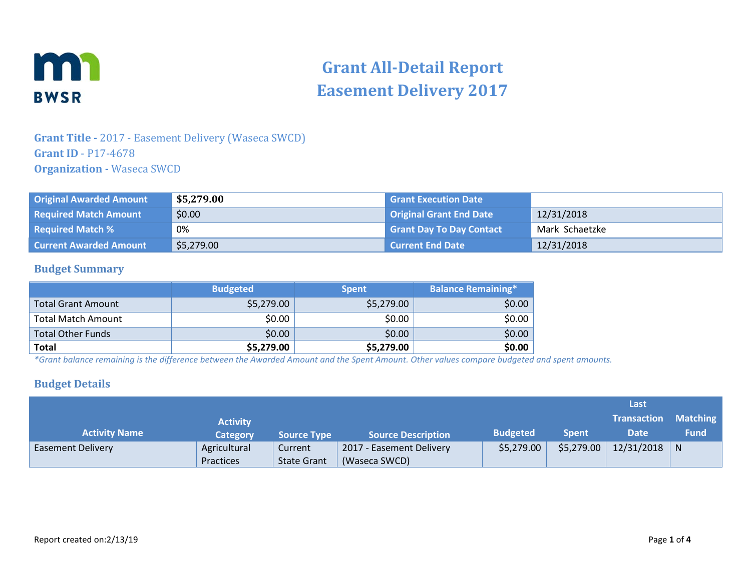# Grant All-Detail Report
# Easement Delivery 2017

**Grant Title -** 2017 - Easement Delivery (Waseca SWCD)
**Grant ID** - P17-4678
**Organization -** Waseca SWCD

| Original Awarded Amount | **$5,279.00** | Grant Execution Date | |
|---|---|---|---|
| Required Match Amount | $0.00 | Original Grant End Date | 12/31/2018 |
| Required Match % | 0% | Grant Day To Day Contact | Mark Schaetzke |
| Current Awarded Amount | $5,279.00 | Current End Date | 12/31/2018 |

## Budget Summary

| | Budgeted | Spent | Balance Remaining* |
|---|---|---|---|
| Total Grant Amount | $5,279.00 | $5,279.00 | $0.00 |
| Total Match Amount | $0.00 | $0.00 | $0.00 |
| Total Other Funds | $0.00 | $0.00 | $0.00 |
| **Total** | **$5,279.00** | **$5,279.00** | **$0.00** |

*\*Grant balance remaining is the difference between the Awarded Amount and the Spent Amount. Other values compare budgeted and spent amounts.*

## Budget Details

| Activity Name | Activity Category | Source Type | Source Description | Budgeted | Spent | Last Transaction Date | Matching Fund |
|---|---|---|---|---|---|---|---|
| Easement Delivery | Agricultural Practices | Current State Grant | 2017 - Easement Delivery (Waseca SWCD) | $5,279.00 | $5,279.00 | 12/31/2018 | N |

Report created on:2/13/19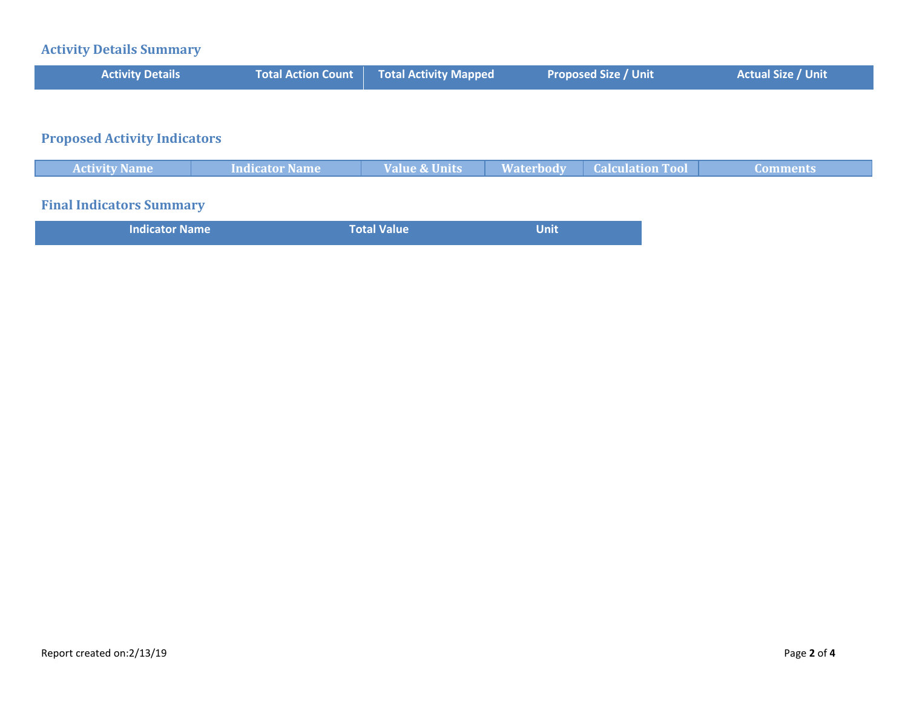## Activity Details Summary

| Activity Details | Total Action Count | Total Activity Mapped | Proposed Size / Unit | Actual Size / Unit |
| --- | --- | --- | --- | --- |

## Proposed Activity Indicators

| Activity Name | Indicator Name | Value & Units | Waterbody | Calculation Tool | Comments |
| --- | --- | --- | --- | --- | --- |

## Final Indicators Summary

| Indicator Name | Total Value | Unit |
| --- | --- | --- |

Report created on:2/13/19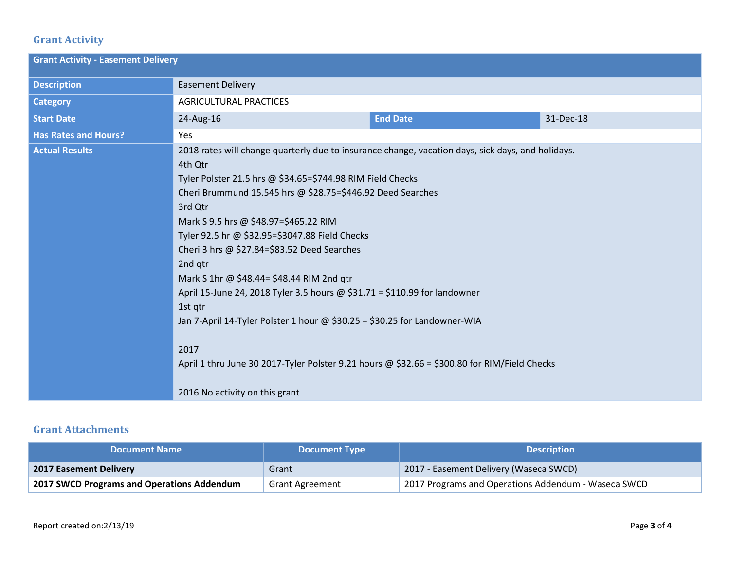## Grant Activity

| Grant Activity - Easement Delivery | | | |
|---|---|---|---|
| **Description** | Easement Delivery | | |
| **Category** | AGRICULTURAL PRACTICES | | |
| **Start Date** | 24-Aug-16 | **End Date** | 31-Dec-18 |
| **Has Rates and Hours?** | Yes | | |
| **Actual Results** | 2018 rates will change quarterly due to insurance change, vacation days, sick days, and holidays.<br>4th Qtr<br>Tyler Polster 21.5 hrs @ $34.65=$744.98 RIM Field Checks<br>Cheri Brummund 15.545 hrs @ $28.75=$446.92 Deed Searches<br>3rd Qtr<br>Mark S 9.5 hrs @ $48.97=$465.22 RIM<br>Tyler 92.5 hr @ $32.95=$3047.88 Field Checks<br>Cheri 3 hrs @ $27.84=$83.52 Deed Searches<br>2nd qtr<br>Mark S 1hr @ $48.44= $48.44 RIM 2nd qtr<br>April 15-June 24, 2018 Tyler 3.5 hours @ $31.71 = $110.99 for landowner<br>1st qtr<br>Jan 7-April 14-Tyler Polster 1 hour @ $30.25 = $30.25 for Landowner-WIA<br><br>2017<br>April 1 thru June 30 2017-Tyler Polster 9.21 hours @ $32.66 = $300.80 for RIM/Field Checks<br><br>2016 No activity on this grant | | |

## Grant Attachments

| Document Name | Document Type | Description |
|---|---|---|
| **2017 Easement Delivery** | Grant | 2017 - Easement Delivery (Waseca SWCD) |
| **2017 SWCD Programs and Operations Addendum** | Grant Agreement | 2017 Programs and Operations Addendum - Waseca SWCD |

Report created on:2/13/19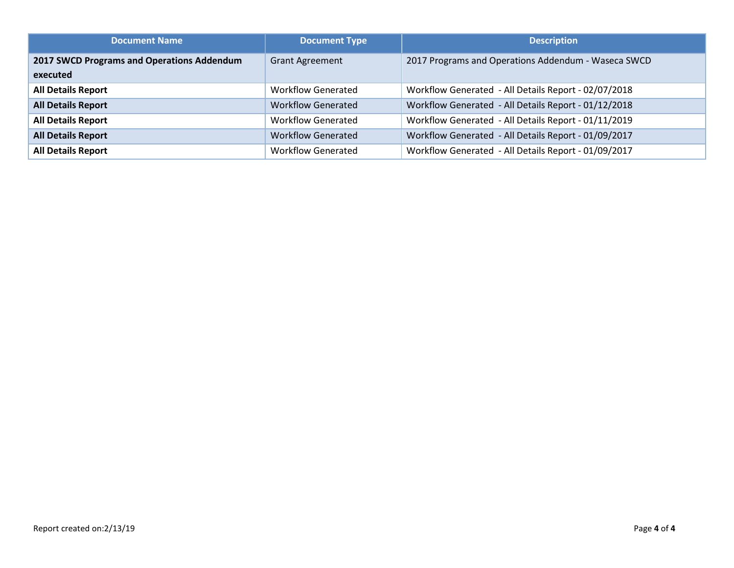| Document Name | Document Type | Description |
|---|---|---|
| **2017 SWCD Programs and Operations Addendum executed** | Grant Agreement | 2017 Programs and Operations Addendum - Waseca SWCD |
| **All Details Report** | Workflow Generated | Workflow Generated - All Details Report - 02/07/2018 |
| **All Details Report** | Workflow Generated | Workflow Generated - All Details Report - 01/12/2018 |
| **All Details Report** | Workflow Generated | Workflow Generated - All Details Report - 01/11/2019 |
| **All Details Report** | Workflow Generated | Workflow Generated - All Details Report - 01/09/2017 |
| **All Details Report** | Workflow Generated | Workflow Generated - All Details Report - 01/09/2017 |